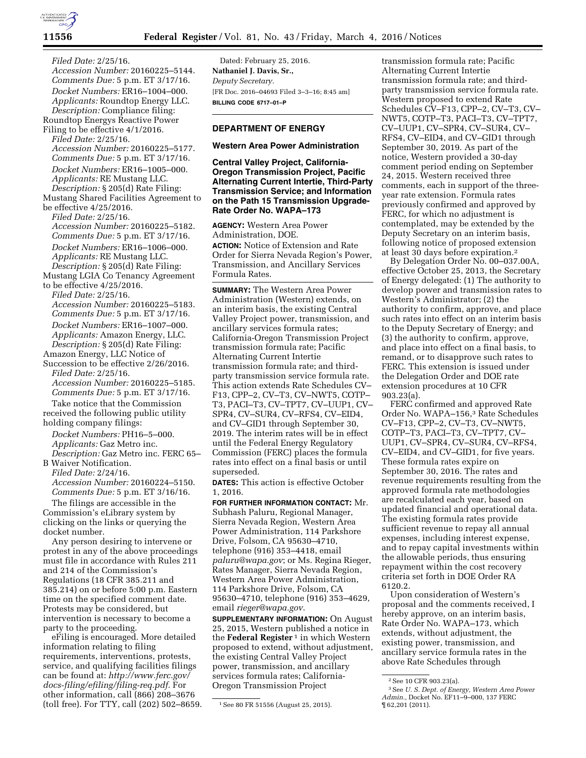*Filed Date:* 2/25/16.

*Accession Number:* 20160225–5144.

*Comments Due:* 5 p.m. ET 3/17/16.

*Docket Numbers:* ER16–1004–000.

*Applicants:* Roundtop Energy LLC.

*Description:* Compliance filing: Roundtop Energys Reactive Power Filing to be effective 4/1/2016.

*Filed Date:* 2/25/16.

*Accession Number:* 20160225–5177.

*Comments Due:* 5 p.m. ET 3/17/16.

*Docket Numbers:* ER16–1005–000.

*Applicants:* RE Mustang LLC.

*Description:* § 205(d) Rate Filing: Mustang Shared Facilities Agreement to be effective 4/25/2016.

*Filed Date:* 2/25/16.

*Accession Number:* 20160225–5182.

*Comments Due:* 5 p.m. ET 3/17/16.

*Docket Numbers:* ER16–1006–000.

*Applicants:* RE Mustang LLC.

*Description:* § 205(d) Rate Filing: Mustang LGIA Co Tenancy Agreement to be effective 4/25/2016.

*Filed Date:* 2/25/16.

*Accession Number:* 20160225–5183.

*Comments Due:* 5 p.m. ET 3/17/16.

*Docket Numbers:* ER16–1007–000.

*Applicants:* Amazon Energy, LLC.

*Description:* § 205(d) Rate Filing: Amazon Energy, LLC Notice of Succession to be effective 2/26/2016.

*Filed Date:* 2/25/16.

*Accession Number:* 20160225–5185.

*Comments Due:* 5 p.m. ET 3/17/16.

Take notice that the Commission received the following public utility holding company filings:

*Docket Numbers:* PH16–5–000.

*Applicants:* Gaz Metro inc.

*Description:* Gaz Metro inc. FERC 65–B Waiver Notification.

*Filed Date:* 2/24/16.

*Accession Number:* 20160224–5150.

*Comments Due:* 5 p.m. ET 3/16/16.

The filings are accessible in the Commission's eLibrary system by clicking on the links or querying the docket number.

Any person desiring to intervene or protest in any of the above proceedings must file in accordance with Rules 211 and 214 of the Commission's Regulations (18 CFR 385.211 and 385.214) on or before 5:00 p.m. Eastern time on the specified comment date. Protests may be considered, but intervention is necessary to become a party to the proceeding.

eFiling is encouraged. More detailed information relating to filing requirements, interventions, protests, service, and qualifying facilities filings can be found at: *http://www.ferc.gov/docs-filing/efiling/filing-req.pdf.* For other information, call (866) 208–3676 (toll free). For TTY, call (202) 502–8659.

Dated: February 25, 2016.

**Nathaniel J. Davis, Sr.,**

*Deputy Secretary.*

[FR Doc. 2016–04693 Filed 3–3–16; 8:45 am]

**BILLING CODE 6717–01–P**

## DEPARTMENT OF ENERGY

### Western Area Power Administration

### Central Valley Project, California-Oregon Transmission Project, Pacific Alternating Current Intertie, Third-Party Transmission Service; and Information on the Path 15 Transmission Upgrade-Rate Order No. WAPA–173

**AGENCY:** Western Area Power Administration, DOE.

**ACTION:** Notice of Extension and Rate Order for Sierra Nevada Region's Power, Transmission, and Ancillary Services Formula Rates.

**SUMMARY:** The Western Area Power Administration (Western) extends, on an interim basis, the existing Central Valley Project power, transmission, and ancillary services formula rates; California-Oregon Transmission Project transmission formula rate; Pacific Alternating Current Intertie transmission formula rate; and third-party transmission service formula rate. This action extends Rate Schedules CV–F13, CPP–2, CV–T3, CV–NWT5, COTP–T3, PACI–T3, CV–TPT7, CV–UUP1, CV–SPR4, CV–SUR4, CV–RFS4, CV–EID4, and CV–GID1 through September 30, 2019. The interim rates will be in effect until the Federal Energy Regulatory Commission (FERC) places the formula rates into effect on a final basis or until superseded.

**DATES:** This action is effective October 1, 2016.

**FOR FURTHER INFORMATION CONTACT:** Mr. Subhash Paluru, Regional Manager, Sierra Nevada Region, Western Area Power Administration, 114 Parkshore Drive, Folsom, CA 95630–4710, telephone (916) 353–4418, email *paluru@wapa.gov*; or Ms. Regina Rieger, Rates Manager, Sierra Nevada Region, Western Area Power Administration, 114 Parkshore Drive, Folsom, CA 95630–4710, telephone (916) 353–4629, email *rieger@wapa.gov*.

**SUPPLEMENTARY INFORMATION:** On August 25, 2015, Western published a notice in the **Federal Register** [1] in which Western proposed to extend, without adjustment, the existing Central Valley Project power, transmission, and ancillary services formula rates; California-Oregon Transmission Project transmission formula rate; Pacific Alternating Current Intertie transmission formula rate; and third-party transmission service formula rate. Western proposed to extend Rate Schedules CV–F13, CPP–2, CV–T3, CV–NWT5, COTP–T3, PACI–T3, CV–TPT7, CV–UUP1, CV–SPR4, CV–SUR4, CV–RFS4, CV–EID4, and CV–GID1 through September 30, 2019. As part of the notice, Western provided a 30-day comment period ending on September 24, 2015. Western received three comments, each in support of the three-year rate extension. Formula rates previously confirmed and approved by FERC, for which no adjustment is contemplated, may be extended by the Deputy Secretary on an interim basis, following notice of proposed extension at least 30 days before expiration.[2]

By Delegation Order No. 00–037.00A, effective October 25, 2013, the Secretary of Energy delegated: (1) The authority to develop power and transmission rates to Western's Administrator; (2) the authority to confirm, approve, and place such rates into effect on an interim basis to the Deputy Secretary of Energy; and (3) the authority to confirm, approve, and place into effect on a final basis, to remand, or to disapprove such rates to FERC. This extension is issued under the Delegation Order and DOE rate extension procedures at 10 CFR 903.23(a).

FERC confirmed and approved Rate Order No. WAPA–156,[3] Rate Schedules CV–F13, CPP–2, CV–T3, CV–NWT5, COTP–T3, PACI–T3, CV–TPT7, CV–UUP1, CV–SPR4, CV–SUR4, CV–RFS4, CV–EID4, and CV–GID1, for five years. These formula rates expire on September 30, 2016. The rates and revenue requirements resulting from the approved formula rate methodologies are recalculated each year, based on updated financial and operational data. The existing formula rates provide sufficient revenue to repay all annual expenses, including interest expense, and to repay capital investments within the allowable periods, thus ensuring repayment within the cost recovery criteria set forth in DOE Order RA 6120.2.

Upon consideration of Western's proposal and the comments received, I hereby approve, on an interim basis, Rate Order No. WAPA–173, which extends, without adjustment, the existing power, transmission, and ancillary service formula rates in the above Rate Schedules through

[1] See 80 FR 51556 (August 25, 2015).

[2] See 10 CFR 903.23(a).

[3] See *U. S. Dept. of Energy, Western Area Power Admin.*, Docket No. EF11–9–000, 137 FERC ¶ 62,201 (2011).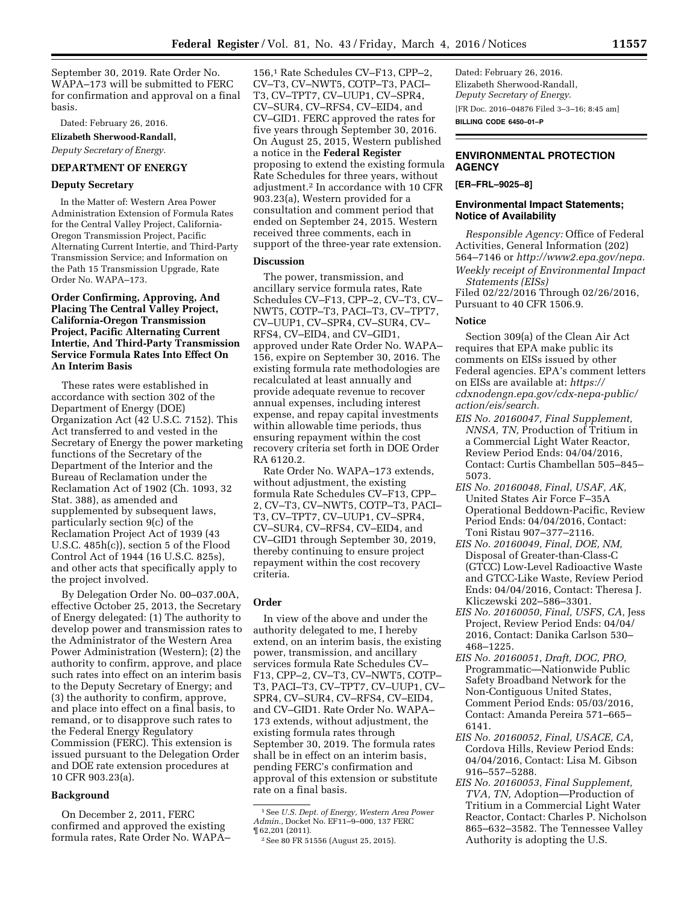September 30, 2019. Rate Order No. WAPA–173 will be submitted to FERC for confirmation and approval on a final basis.

Dated: February 26, 2016.

**Elizabeth Sherwood-Randall,**

*Deputy Secretary of Energy.*

## DEPARTMENT OF ENERGY

### Deputy Secretary

In the Matter of: Western Area Power Administration Extension of Formula Rates for the Central Valley Project, California-Oregon Transmission Project, Pacific Alternating Current Intertie, and Third-Party Transmission Service; and Information on the Path 15 Transmission Upgrade, Rate Order No. WAPA–173.

### Order Confirming, Approving, And Placing The Central Valley Project, California-Oregon Transmission Project, Pacific Alternating Current Intertie, And Third-Party Transmission Service Formula Rates Into Effect On An Interim Basis

These rates were established in accordance with section 302 of the Department of Energy (DOE) Organization Act (42 U.S.C. 7152). This Act transferred to and vested in the Secretary of Energy the power marketing functions of the Secretary of the Department of the Interior and the Bureau of Reclamation under the Reclamation Act of 1902 (Ch. 1093, 32 Stat. 388), as amended and supplemented by subsequent laws, particularly section 9(c) of the Reclamation Project Act of 1939 (43 U.S.C. 485h(c)), section 5 of the Flood Control Act of 1944 (16 U.S.C. 825s), and other acts that specifically apply to the project involved.

By Delegation Order No. 00–037.00A, effective October 25, 2013, the Secretary of Energy delegated: (1) The authority to develop power and transmission rates to the Administrator of the Western Area Power Administration (Western); (2) the authority to confirm, approve, and place such rates into effect on an interim basis to the Deputy Secretary of Energy; and (3) the authority to confirm, approve, and place into effect on a final basis, to remand, or to disapprove such rates to the Federal Energy Regulatory Commission (FERC). This extension is issued pursuant to the Delegation Order and DOE rate extension procedures at 10 CFR 903.23(a).

### Background

On December 2, 2011, FERC confirmed and approved the existing formula rates, Rate Order No. WAPA–156,[1] Rate Schedules CV–F13, CPP–2, CV–T3, CV–NWT5, COTP–T3, PACI–T3, CV–TPT7, CV–UUP1, CV–SPR4, CV–SUR4, CV–RFS4, CV–EID4, and CV–GID1. FERC approved the rates for five years through September 30, 2016. On August 25, 2015, Western published a notice in the **Federal Register** proposing to extend the existing formula Rate Schedules for three years, without adjustment.[2] In accordance with 10 CFR 903.23(a), Western provided for a consultation and comment period that ended on September 24, 2015. Western received three comments, each in support of the three-year rate extension.

### Discussion

The power, transmission, and ancillary service formula rates, Rate Schedules CV–F13, CPP–2, CV–T3, CV–NWT5, COTP–T3, PACI–T3, CV–TPT7, CV–UUP1, CV–SPR4, CV–SUR4, CV–RFS4, CV–EID4, and CV–GID1, approved under Rate Order No. WAPA–156, expire on September 30, 2016. The existing formula rate methodologies are recalculated at least annually and provide adequate revenue to recover annual expenses, including interest expense, and repay capital investments within allowable time periods, thus ensuring repayment within the cost recovery criteria set forth in DOE Order RA 6120.2.

Rate Order No. WAPA–173 extends, without adjustment, the existing formula Rate Schedules CV–F13, CPP–2, CV–T3, CV–NWT5, COTP–T3, PACI–T3, CV–TPT7, CV–UUP1, CV–SPR4, CV–SUR4, CV–RFS4, CV–EID4, and CV–GID1 through September 30, 2019, thereby continuing to ensure project repayment within the cost recovery criteria.

### Order

In view of the above and under the authority delegated to me, I hereby extend, on an interim basis, the existing power, transmission, and ancillary services formula Rate Schedules CV–F13, CPP–2, CV–T3, CV–NWT5, COTP–T3, PACI–T3, CV–TPT7, CV–UUP1, CV–SPR4, CV–SUR4, CV–RFS4, CV–EID4, and CV–GID1. Rate Order No. WAPA–173 extends, without adjustment, the existing formula rates through September 30, 2019. The formula rates shall be in effect on an interim basis, pending FERC's confirmation and approval of this extension or substitute rate on a final basis.

[1] See *U.S. Dept. of Energy, Western Area Power Admin.,* Docket No. EF11–9–000, 137 FERC ¶ 62,201 (2011).

[2] See 80 FR 51556 (August 25, 2015).

Dated: February 26, 2016.

Elizabeth Sherwood-Randall,

*Deputy Secretary of Energy.*

[FR Doc. 2016–04876 Filed 3–3–16; 8:45 am]

**BILLING CODE 6450–01–P**

## ENVIRONMENTAL PROTECTION AGENCY

**[ER–FRL–9025–8]**

### Environmental Impact Statements; Notice of Availability

*Responsible Agency:* Office of Federal Activities, General Information (202) 564–7146 or *http://www2.epa.gov/nepa.*

*Weekly receipt of Environmental Impact Statements (EISs)*

Filed 02/22/2016 Through 02/26/2016, Pursuant to 40 CFR 1506.9.

### Notice

Section 309(a) of the Clean Air Act requires that EPA make public its comments on EISs issued by other Federal agencies. EPA's comment letters on EISs are available at: *https://cdxnodengn.epa.gov/cdx-nepa-public/action/eis/search.*

*EIS No. 20160047, Final Supplement, NNSA, TN,* Production of Tritium in a Commercial Light Water Reactor, Review Period Ends: 04/04/2016, Contact: Curtis Chambellan 505–845–5073.

*EIS No. 20160048, Final, USAF, AK,* United States Air Force F–35A Operational Beddown-Pacific, Review Period Ends: 04/04/2016, Contact: Toni Ristau 907–377–2116.

*EIS No. 20160049, Final, DOE, NM,* Disposal of Greater-than-Class-C (GTCC) Low-Level Radioactive Waste and GTCC-Like Waste, Review Period Ends: 04/04/2016, Contact: Theresa J. Kliczewski 202–586–3301.

*EIS No. 20160050, Final, USFS, CA,* Jess Project, Review Period Ends: 04/04/2016, Contact: Danika Carlson 530–468–1225.

*EIS No. 20160051, Draft, DOC, PRO,* Programmatic—Nationwide Public Safety Broadband Network for the Non-Contiguous United States, Comment Period Ends: 05/03/2016, Contact: Amanda Pereira 571–665–6141.

*EIS No. 20160052, Final, USACE, CA,* Cordova Hills, Review Period Ends: 04/04/2016, Contact: Lisa M. Gibson 916–557–5288.

*EIS No. 20160053, Final Supplement, TVA, TN,* Adoption—Production of Tritium in a Commercial Light Water Reactor, Contact: Charles P. Nicholson 865–632–3582. The Tennessee Valley Authority is adopting the U.S.